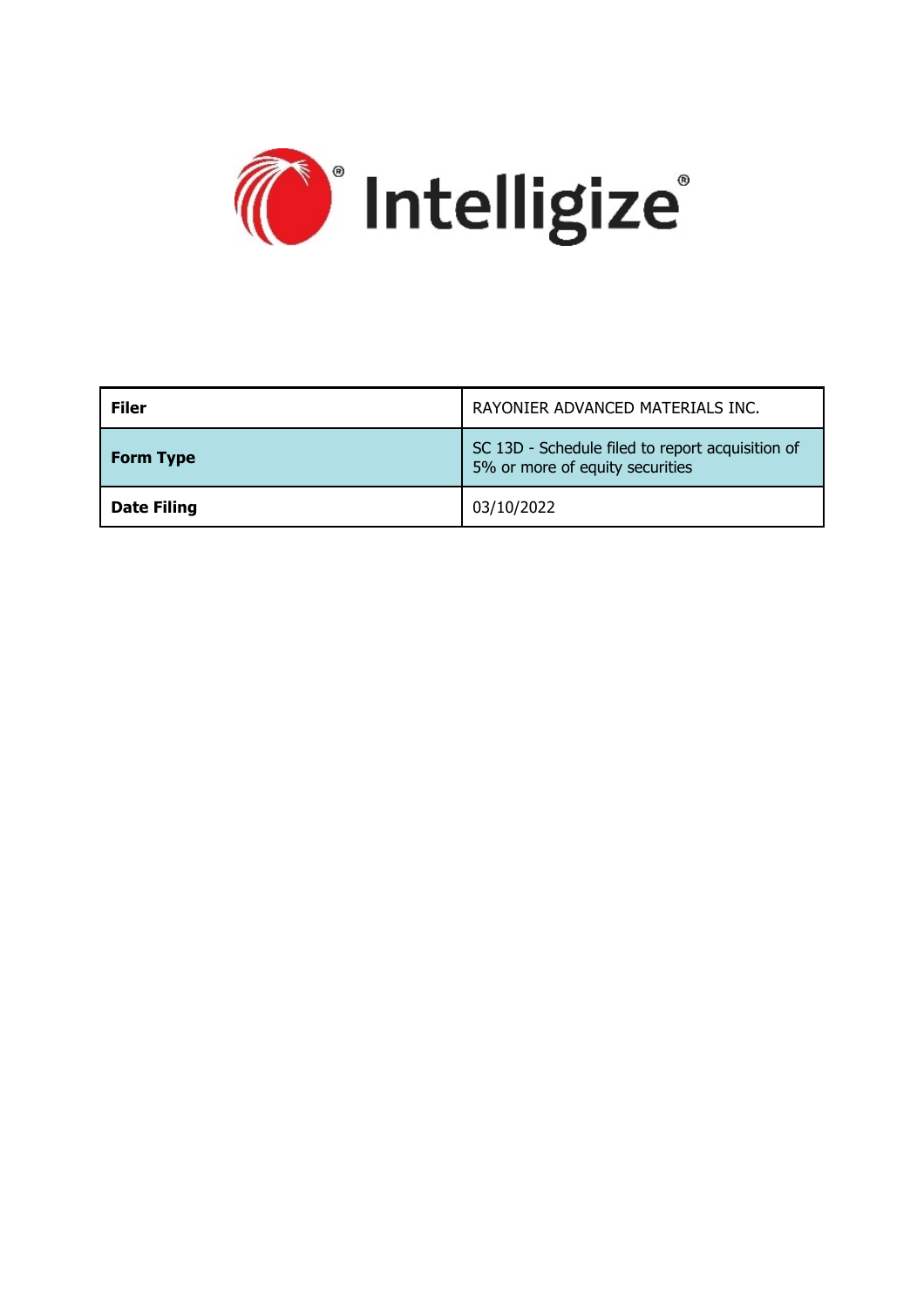Intelligize®

| **Filer** | RAYONIER ADVANCED MATERIALS INC. |
|---|---|
| **Form Type** | SC 13D - Schedule filed to report acquisition of 5% or more of equity securities |
| **Date Filing** | 03/10/2022 |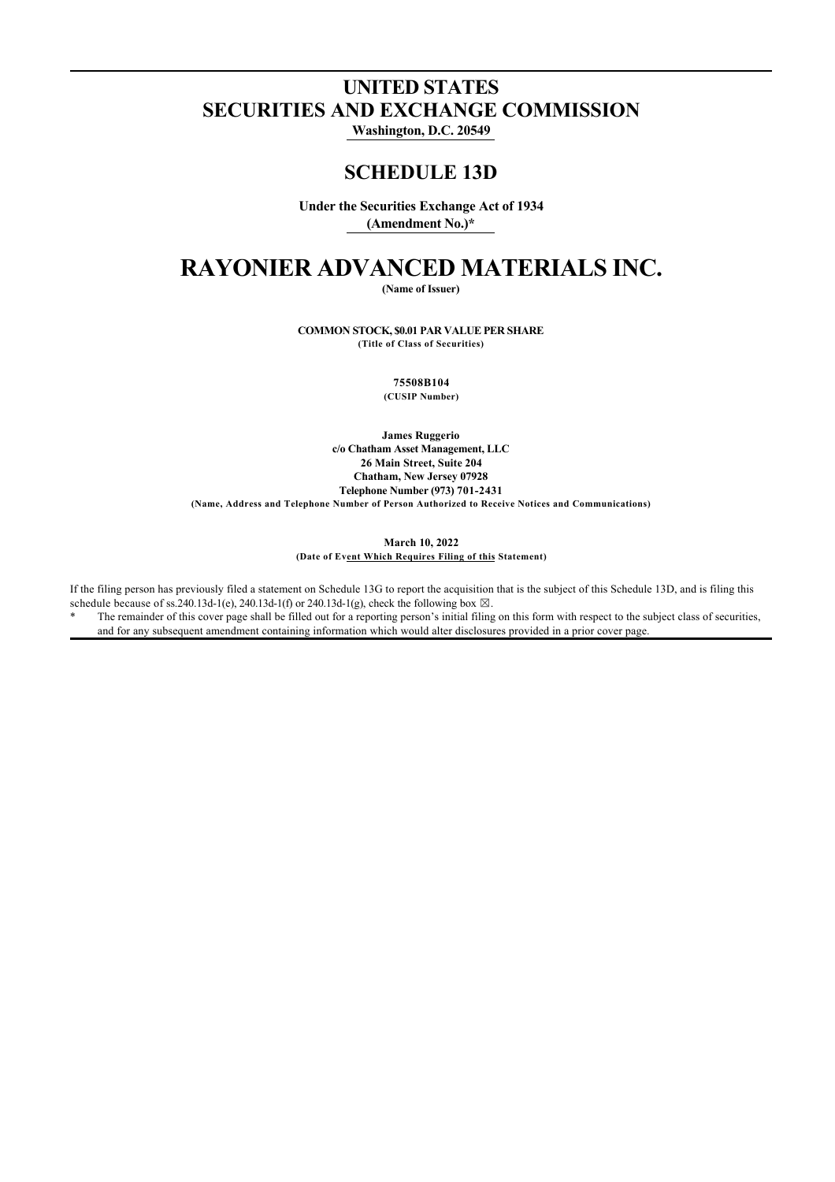# UNITED STATES
# SECURITIES AND EXCHANGE COMMISSION

**Washington, D.C. 20549**

## SCHEDULE 13D

**Under the Securities Exchange Act of 1934**
**(Amendment No.)***

# RAYONIER ADVANCED MATERIALS INC.

**(Name of Issuer)**

**COMMON STOCK, $0.01 PAR VALUE PER SHARE**
**(Title of Class of Securities)**

**75508B104**
**(CUSIP Number)**

**James Ruggerio**
**c/o Chatham Asset Management, LLC**
**26 Main Street, Suite 204**
**Chatham, New Jersey 07928**
**Telephone Number (973) 701-2431**
**(Name, Address and Telephone Number of Person Authorized to Receive Notices and Communications)**

**March 10, 2022**
**(Date of Event Which Requires Filing of this Statement)**

If the filing person has previously filed a statement on Schedule 13G to report the acquisition that is the subject of this Schedule 13D, and is filing this schedule because of ss.240.13d-1(e), 240.13d-1(f) or 240.13d-1(g), check the following box ☒.

\* The remainder of this cover page shall be filled out for a reporting person's initial filing on this form with respect to the subject class of securities, and for any subsequent amendment containing information which would alter disclosures provided in a prior cover page.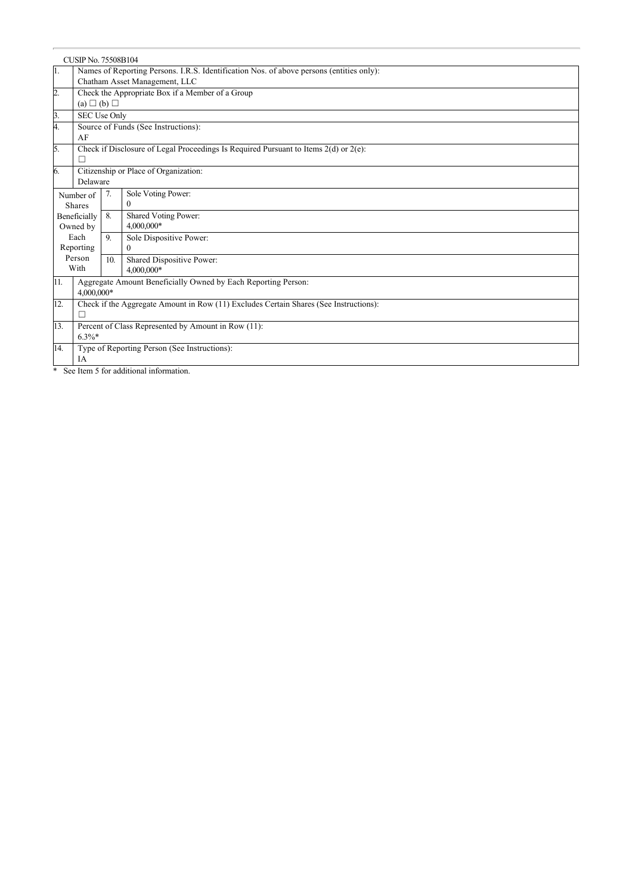CUSIP No. 75508B104

| | | | |
|---|---|---|---|
| 1. | Names of Reporting Persons. I.R.S. Identification Nos. of above persons (entities only):<br>Chatham Asset Management, LLC | | |
| 2. | Check the Appropriate Box if a Member of a Group<br>(a) ☐ (b) ☐ | | |
| 3. | SEC Use Only | | |
| 4. | Source of Funds (See Instructions):<br>AF | | |
| 5. | Check if Disclosure of Legal Proceedings Is Required Pursuant to Items 2(d) or 2(e):<br>☐ | | |
| 6. | Citizenship or Place of Organization:<br>Delaware | | |
| Number of Shares Beneficially Owned by Each Reporting Person With | | 7. | Sole Voting Power:<br>0 |
| | | 8. | Shared Voting Power:<br>4,000,000* |
| | | 9. | Sole Dispositive Power:<br>0 |
| | | 10. | Shared Dispositive Power:<br>4,000,000* |
| 11. | Aggregate Amount Beneficially Owned by Each Reporting Person:<br>4,000,000* | | |
| 12. | Check if the Aggregate Amount in Row (11) Excludes Certain Shares (See Instructions):<br>☐ | | |
| 13. | Percent of Class Represented by Amount in Row (11):<br>6.3%* | | |
| 14. | Type of Reporting Person (See Instructions):<br>IA | | |

\* See Item 5 for additional information.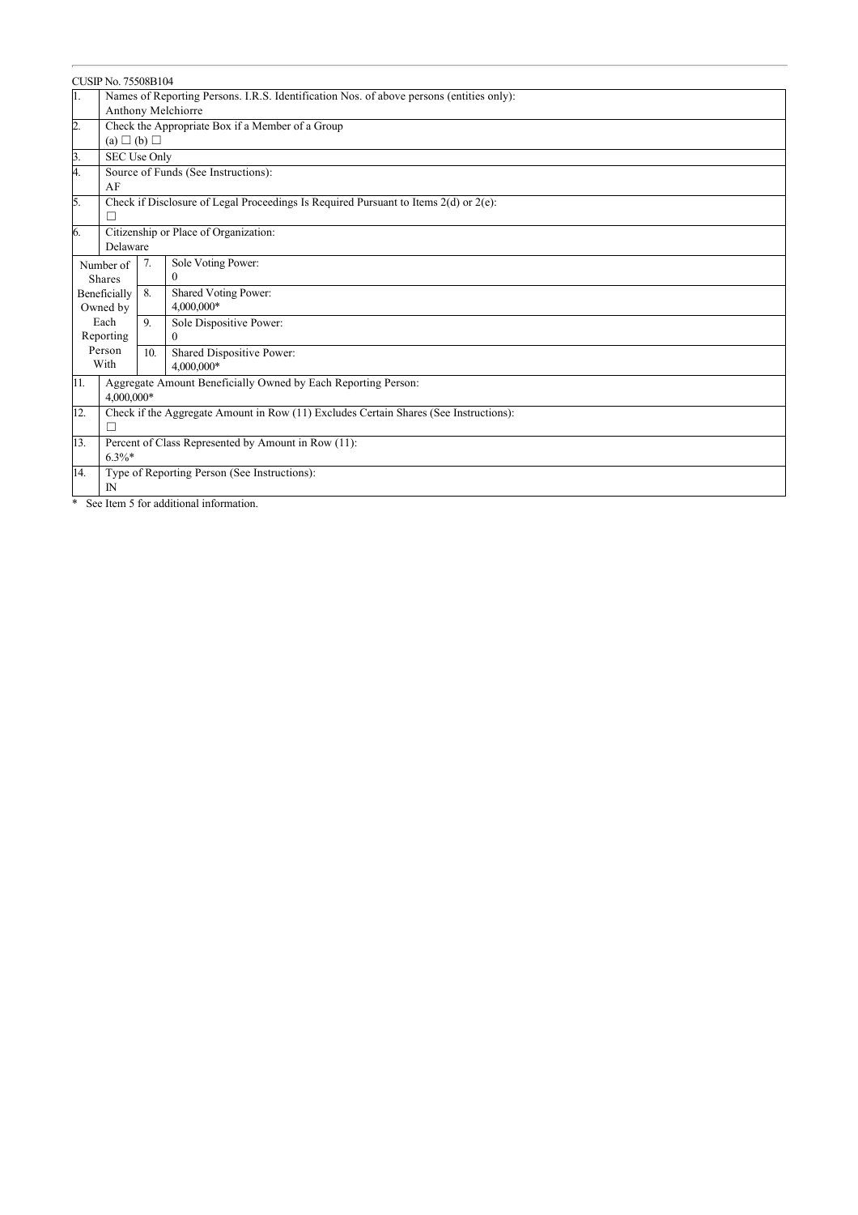CUSIP No. 75508B104

| | | | |
|---|---|---|---|
| 1. | Names of Reporting Persons. I.R.S. Identification Nos. of above persons (entities only):<br>Anthony Melchiorre | | |
| 2. | Check the Appropriate Box if a Member of a Group<br>(a) ☐ (b) ☐ | | |
| 3. | SEC Use Only | | |
| 4. | Source of Funds (See Instructions):<br>AF | | |
| 5. | Check if Disclosure of Legal Proceedings Is Required Pursuant to Items 2(d) or 2(e):<br>☐ | | |
| 6. | Citizenship or Place of Organization:<br>Delaware | | |
| Number of Shares Beneficially Owned by Each Reporting Person With | | 7. | Sole Voting Power:<br>0 |
| | | 8. | Shared Voting Power:<br>4,000,000* |
| | | 9. | Sole Dispositive Power:<br>0 |
| | | 10. | Shared Dispositive Power:<br>4,000,000* |
| 11. | Aggregate Amount Beneficially Owned by Each Reporting Person:<br>4,000,000* | | |
| 12. | Check if the Aggregate Amount in Row (11) Excludes Certain Shares (See Instructions):<br>☐ | | |
| 13. | Percent of Class Represented by Amount in Row (11):<br>6.3%* | | |
| 14. | Type of Reporting Person (See Instructions):<br>IN | | |

* See Item 5 for additional information.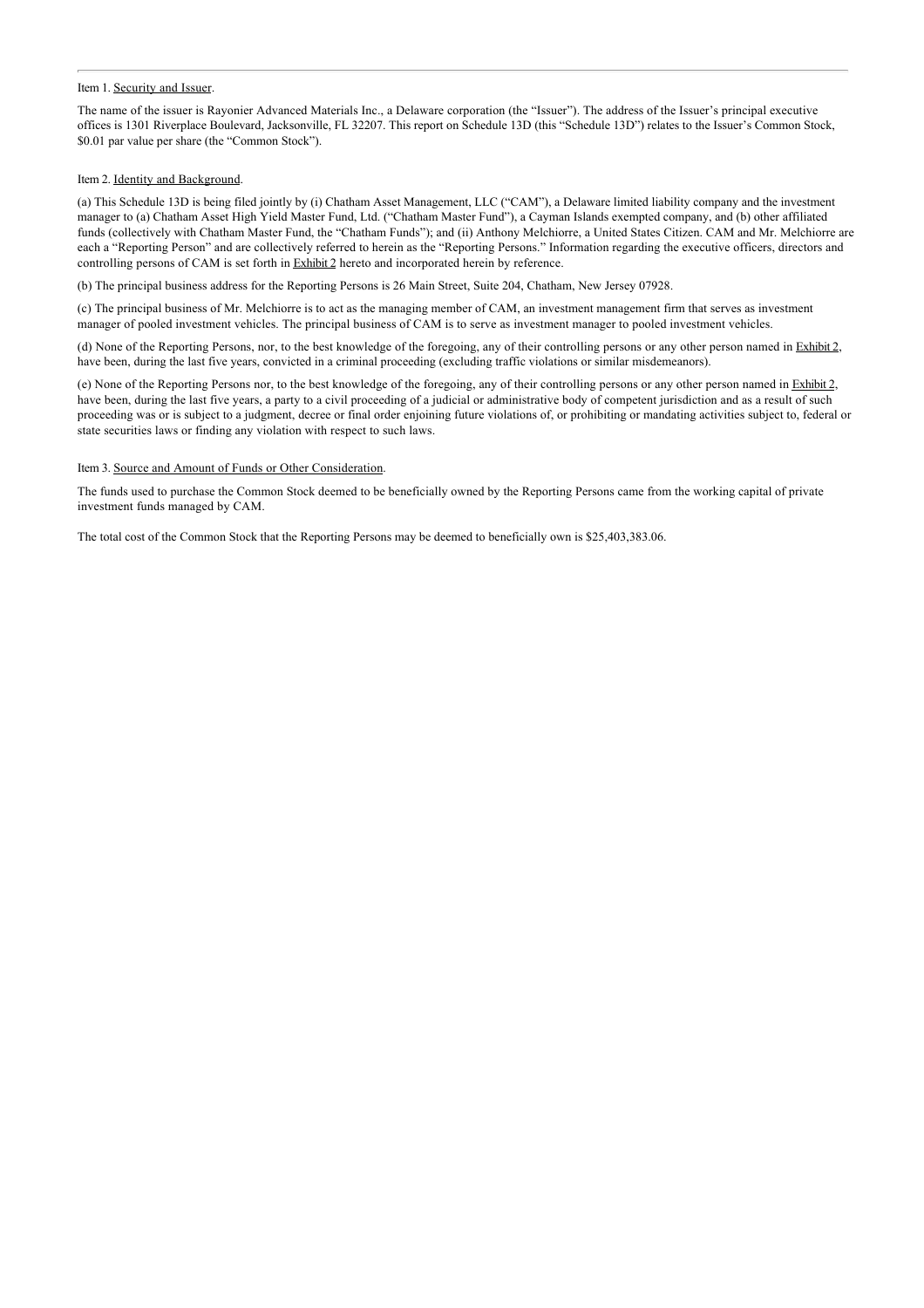Item 1. Security and Issuer.

The name of the issuer is Rayonier Advanced Materials Inc., a Delaware corporation (the "Issuer"). The address of the Issuer's principal executive offices is 1301 Riverplace Boulevard, Jacksonville, FL 32207. This report on Schedule 13D (this "Schedule 13D") relates to the Issuer's Common Stock, $0.01 par value per share (the "Common Stock").

Item 2. Identity and Background.

(a) This Schedule 13D is being filed jointly by (i) Chatham Asset Management, LLC ("CAM"), a Delaware limited liability company and the investment manager to (a) Chatham Asset High Yield Master Fund, Ltd. ("Chatham Master Fund"), a Cayman Islands exempted company, and (b) other affiliated funds (collectively with Chatham Master Fund, the "Chatham Funds"); and (ii) Anthony Melchiorre, a United States Citizen. CAM and Mr. Melchiorre are each a "Reporting Person" and are collectively referred to herein as the "Reporting Persons." Information regarding the executive officers, directors and controlling persons of CAM is set forth in Exhibit 2 hereto and incorporated herein by reference.

(b) The principal business address for the Reporting Persons is 26 Main Street, Suite 204, Chatham, New Jersey 07928.

(c) The principal business of Mr. Melchiorre is to act as the managing member of CAM, an investment management firm that serves as investment manager of pooled investment vehicles. The principal business of CAM is to serve as investment manager to pooled investment vehicles.

(d) None of the Reporting Persons, nor, to the best knowledge of the foregoing, any of their controlling persons or any other person named in Exhibit 2, have been, during the last five years, convicted in a criminal proceeding (excluding traffic violations or similar misdemeanors).

(e) None of the Reporting Persons nor, to the best knowledge of the foregoing, any of their controlling persons or any other person named in Exhibit 2, have been, during the last five years, a party to a civil proceeding of a judicial or administrative body of competent jurisdiction and as a result of such proceeding was or is subject to a judgment, decree or final order enjoining future violations of, or prohibiting or mandating activities subject to, federal or state securities laws or finding any violation with respect to such laws.

Item 3. Source and Amount of Funds or Other Consideration.

The funds used to purchase the Common Stock deemed to be beneficially owned by the Reporting Persons came from the working capital of private investment funds managed by CAM.

The total cost of the Common Stock that the Reporting Persons may be deemed to beneficially own is $25,403,383.06.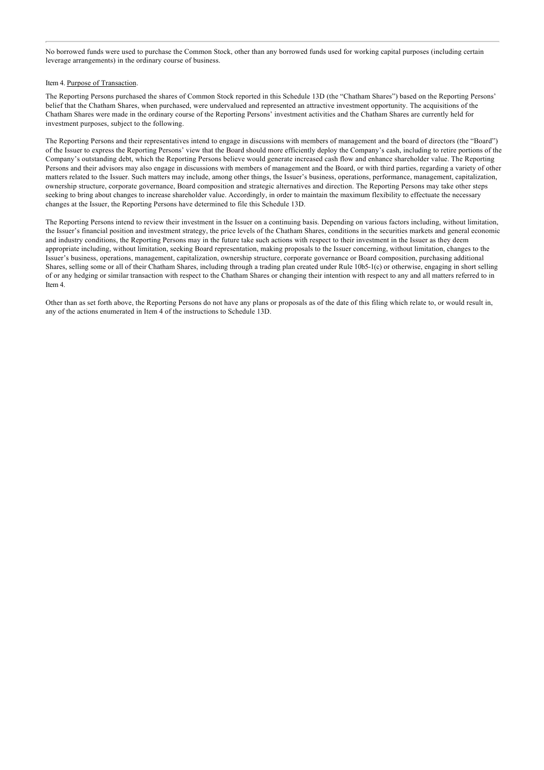No borrowed funds were used to purchase the Common Stock, other than any borrowed funds used for working capital purposes (including certain leverage arrangements) in the ordinary course of business.

Item 4. Purpose of Transaction.

The Reporting Persons purchased the shares of Common Stock reported in this Schedule 13D (the "Chatham Shares") based on the Reporting Persons' belief that the Chatham Shares, when purchased, were undervalued and represented an attractive investment opportunity. The acquisitions of the Chatham Shares were made in the ordinary course of the Reporting Persons' investment activities and the Chatham Shares are currently held for investment purposes, subject to the following.

The Reporting Persons and their representatives intend to engage in discussions with members of management and the board of directors (the "Board") of the Issuer to express the Reporting Persons' view that the Board should more efficiently deploy the Company's cash, including to retire portions of the Company's outstanding debt, which the Reporting Persons believe would generate increased cash flow and enhance shareholder value. The Reporting Persons and their advisors may also engage in discussions with members of management and the Board, or with third parties, regarding a variety of other matters related to the Issuer. Such matters may include, among other things, the Issuer's business, operations, performance, management, capitalization, ownership structure, corporate governance, Board composition and strategic alternatives and direction. The Reporting Persons may take other steps seeking to bring about changes to increase shareholder value. Accordingly, in order to maintain the maximum flexibility to effectuate the necessary changes at the Issuer, the Reporting Persons have determined to file this Schedule 13D.

The Reporting Persons intend to review their investment in the Issuer on a continuing basis. Depending on various factors including, without limitation, the Issuer's financial position and investment strategy, the price levels of the Chatham Shares, conditions in the securities markets and general economic and industry conditions, the Reporting Persons may in the future take such actions with respect to their investment in the Issuer as they deem appropriate including, without limitation, seeking Board representation, making proposals to the Issuer concerning, without limitation, changes to the Issuer's business, operations, management, capitalization, ownership structure, corporate governance or Board composition, purchasing additional Shares, selling some or all of their Chatham Shares, including through a trading plan created under Rule 10b5-1(c) or otherwise, engaging in short selling of or any hedging or similar transaction with respect to the Chatham Shares or changing their intention with respect to any and all matters referred to in Item 4.

Other than as set forth above, the Reporting Persons do not have any plans or proposals as of the date of this filing which relate to, or would result in, any of the actions enumerated in Item 4 of the instructions to Schedule 13D.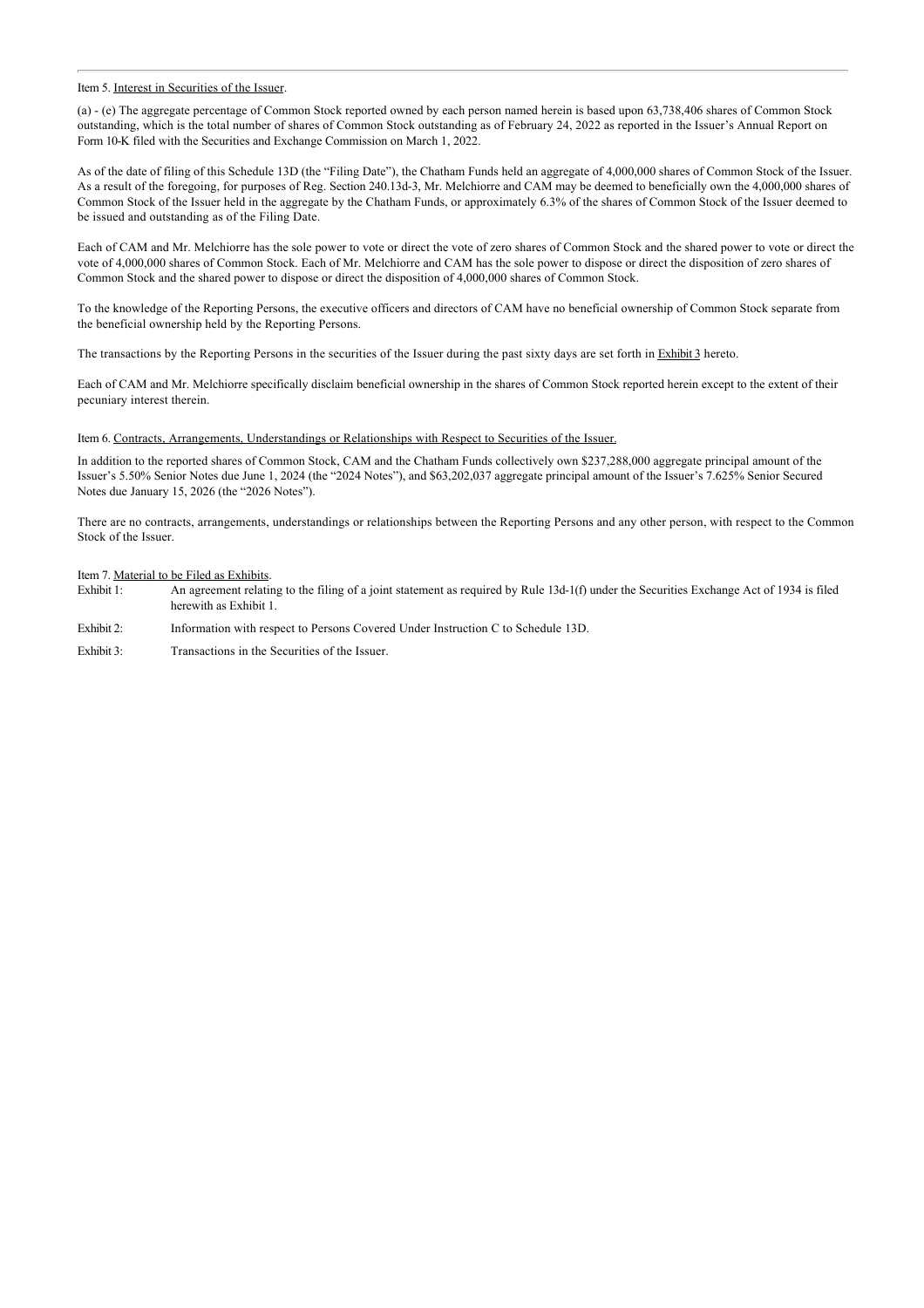Item 5. Interest in Securities of the Issuer.

(a) - (e) The aggregate percentage of Common Stock reported owned by each person named herein is based upon 63,738,406 shares of Common Stock outstanding, which is the total number of shares of Common Stock outstanding as of February 24, 2022 as reported in the Issuer's Annual Report on Form 10-K filed with the Securities and Exchange Commission on March 1, 2022.

As of the date of filing of this Schedule 13D (the "Filing Date"), the Chatham Funds held an aggregate of 4,000,000 shares of Common Stock of the Issuer. As a result of the foregoing, for purposes of Reg. Section 240.13d-3, Mr. Melchiorre and CAM may be deemed to beneficially own the 4,000,000 shares of Common Stock of the Issuer held in the aggregate by the Chatham Funds, or approximately 6.3% of the shares of Common Stock of the Issuer deemed to be issued and outstanding as of the Filing Date.

Each of CAM and Mr. Melchiorre has the sole power to vote or direct the vote of zero shares of Common Stock and the shared power to vote or direct the vote of 4,000,000 shares of Common Stock. Each of Mr. Melchiorre and CAM has the sole power to dispose or direct the disposition of zero shares of Common Stock and the shared power to dispose or direct the disposition of 4,000,000 shares of Common Stock.

To the knowledge of the Reporting Persons, the executive officers and directors of CAM have no beneficial ownership of Common Stock separate from the beneficial ownership held by the Reporting Persons.

The transactions by the Reporting Persons in the securities of the Issuer during the past sixty days are set forth in Exhibit 3 hereto.

Each of CAM and Mr. Melchiorre specifically disclaim beneficial ownership in the shares of Common Stock reported herein except to the extent of their pecuniary interest therein.

Item 6. Contracts, Arrangements, Understandings or Relationships with Respect to Securities of the Issuer.

In addition to the reported shares of Common Stock, CAM and the Chatham Funds collectively own $237,288,000 aggregate principal amount of the Issuer's 5.50% Senior Notes due June 1, 2024 (the "2024 Notes"), and $63,202,037 aggregate principal amount of the Issuer's 7.625% Senior Secured Notes due January 15, 2026 (the "2026 Notes").

There are no contracts, arrangements, understandings or relationships between the Reporting Persons and any other person, with respect to the Common Stock of the Issuer.

Item 7. Material to be Filed as Exhibits.

Exhibit 1: An agreement relating to the filing of a joint statement as required by Rule 13d-1(f) under the Securities Exchange Act of 1934 is filed herewith as Exhibit 1.

Exhibit 2: Information with respect to Persons Covered Under Instruction C to Schedule 13D.

Exhibit 3: Transactions in the Securities of the Issuer.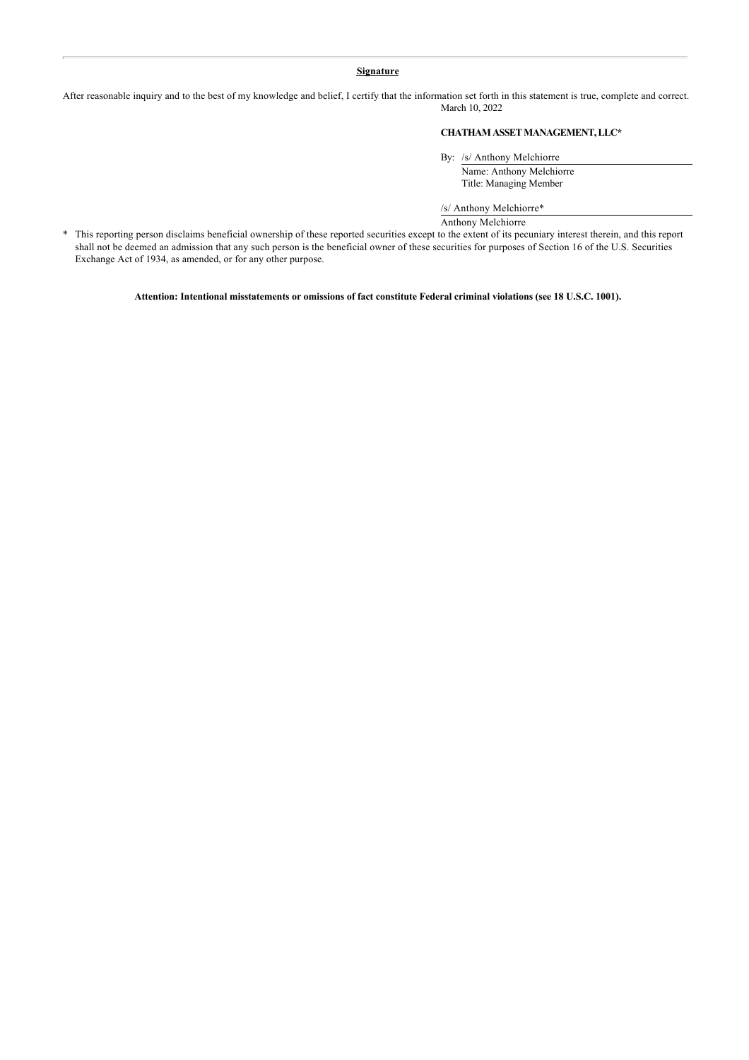**Signature**

After reasonable inquiry and to the best of my knowledge and belief, I certify that the information set forth in this statement is true, complete and correct.

March 10, 2022

**CHATHAM ASSET MANAGEMENT, LLC***

By: /s/ Anthony Melchiorre
Name: Anthony Melchiorre
Title: Managing Member

/s/ Anthony Melchiorre*
Anthony Melchiorre

\* This reporting person disclaims beneficial ownership of these reported securities except to the extent of its pecuniary interest therein, and this report shall not be deemed an admission that any such person is the beneficial owner of these securities for purposes of Section 16 of the U.S. Securities Exchange Act of 1934, as amended, or for any other purpose.

**Attention: Intentional misstatements or omissions of fact constitute Federal criminal violations (see 18 U.S.C. 1001).**